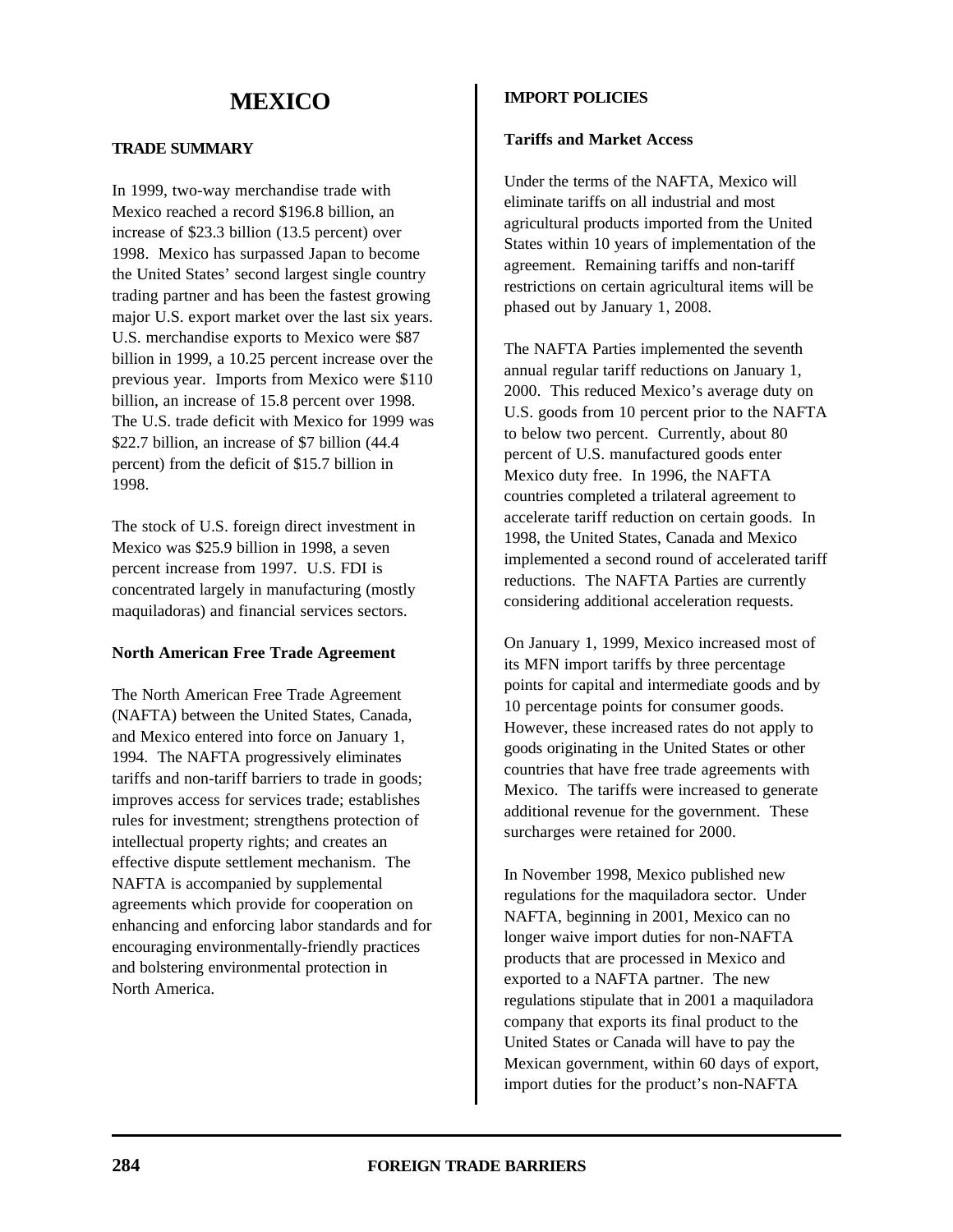# MEXICO

## TRADE SUMMARY

In 1999, two-way merchandise trade with Mexico reached a record $196.8 billion, an increase of $23.3 billion (13.5 percent) over 1998. Mexico has surpassed Japan to become the United States' second largest single country trading partner and has been the fastest growing major U.S. export market over the last six years. U.S. merchandise exports to Mexico were $87 billion in 1999, a 10.25 percent increase over the previous year. Imports from Mexico were $110 billion, an increase of 15.8 percent over 1998. The U.S. trade deficit with Mexico for 1999 was $22.7 billion, an increase of $7 billion (44.4 percent) from the deficit of $15.7 billion in 1998.

The stock of U.S. foreign direct investment in Mexico was $25.9 billion in 1998, a seven percent increase from 1997. U.S. FDI is concentrated largely in manufacturing (mostly maquiladoras) and financial services sectors.

### North American Free Trade Agreement

The North American Free Trade Agreement (NAFTA) between the United States, Canada, and Mexico entered into force on January 1, 1994. The NAFTA progressively eliminates tariffs and non-tariff barriers to trade in goods; improves access for services trade; establishes rules for investment; strengthens protection of intellectual property rights; and creates an effective dispute settlement mechanism. The NAFTA is accompanied by supplemental agreements which provide for cooperation on enhancing and enforcing labor standards and for encouraging environmentally-friendly practices and bolstering environmental protection in North America.

## IMPORT POLICIES

### Tariffs and Market Access

Under the terms of the NAFTA, Mexico will eliminate tariffs on all industrial and most agricultural products imported from the United States within 10 years of implementation of the agreement. Remaining tariffs and non-tariff restrictions on certain agricultural items will be phased out by January 1, 2008.

The NAFTA Parties implemented the seventh annual regular tariff reductions on January 1, 2000. This reduced Mexico's average duty on U.S. goods from 10 percent prior to the NAFTA to below two percent. Currently, about 80 percent of U.S. manufactured goods enter Mexico duty free. In 1996, the NAFTA countries completed a trilateral agreement to accelerate tariff reduction on certain goods. In 1998, the United States, Canada and Mexico implemented a second round of accelerated tariff reductions. The NAFTA Parties are currently considering additional acceleration requests.

On January 1, 1999, Mexico increased most of its MFN import tariffs by three percentage points for capital and intermediate goods and by 10 percentage points for consumer goods. However, these increased rates do not apply to goods originating in the United States or other countries that have free trade agreements with Mexico. The tariffs were increased to generate additional revenue for the government. These surcharges were retained for 2000.

In November 1998, Mexico published new regulations for the maquiladora sector. Under NAFTA, beginning in 2001, Mexico can no longer waive import duties for non-NAFTA products that are processed in Mexico and exported to a NAFTA partner. The new regulations stipulate that in 2001 a maquiladora company that exports its final product to the United States or Canada will have to pay the Mexican government, within 60 days of export, import duties for the product's non-NAFTA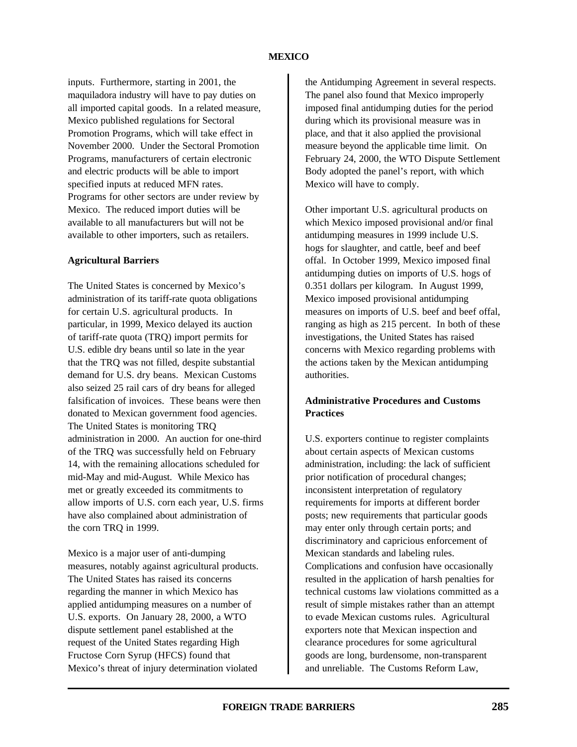inputs. Furthermore, starting in 2001, the maquiladora industry will have to pay duties on all imported capital goods. In a related measure, Mexico published regulations for Sectoral Promotion Programs, which will take effect in November 2000. Under the Sectoral Promotion Programs, manufacturers of certain electronic and electric products will be able to import specified inputs at reduced MFN rates. Programs for other sectors are under review by Mexico. The reduced import duties will be available to all manufacturers but will not be available to other importers, such as retailers.

**Agricultural Barriers**

The United States is concerned by Mexico's administration of its tariff-rate quota obligations for certain U.S. agricultural products. In particular, in 1999, Mexico delayed its auction of tariff-rate quota (TRQ) import permits for U.S. edible dry beans until so late in the year that the TRQ was not filled, despite substantial demand for U.S. dry beans. Mexican Customs also seized 25 rail cars of dry beans for alleged falsification of invoices. These beans were then donated to Mexican government food agencies. The United States is monitoring TRQ administration in 2000. An auction for one-third of the TRQ was successfully held on February 14, with the remaining allocations scheduled for mid-May and mid-August. While Mexico has met or greatly exceeded its commitments to allow imports of U.S. corn each year, U.S. firms have also complained about administration of the corn TRQ in 1999.

Mexico is a major user of anti-dumping measures, notably against agricultural products. The United States has raised its concerns regarding the manner in which Mexico has applied antidumping measures on a number of U.S. exports. On January 28, 2000, a WTO dispute settlement panel established at the request of the United States regarding High Fructose Corn Syrup (HFCS) found that Mexico's threat of injury determination violated the Antidumping Agreement in several respects. The panel also found that Mexico improperly imposed final antidumping duties for the period during which its provisional measure was in place, and that it also applied the provisional measure beyond the applicable time limit. On February 24, 2000, the WTO Dispute Settlement Body adopted the panel's report, with which Mexico will have to comply.

Other important U.S. agricultural products on which Mexico imposed provisional and/or final antidumping measures in 1999 include U.S. hogs for slaughter, and cattle, beef and beef offal. In October 1999, Mexico imposed final antidumping duties on imports of U.S. hogs of 0.351 dollars per kilogram. In August 1999, Mexico imposed provisional antidumping measures on imports of U.S. beef and beef offal, ranging as high as 215 percent. In both of these investigations, the United States has raised concerns with Mexico regarding problems with the actions taken by the Mexican antidumping authorities.

**Administrative Procedures and Customs Practices**

U.S. exporters continue to register complaints about certain aspects of Mexican customs administration, including: the lack of sufficient prior notification of procedural changes; inconsistent interpretation of regulatory requirements for imports at different border posts; new requirements that particular goods may enter only through certain ports; and discriminatory and capricious enforcement of Mexican standards and labeling rules. Complications and confusion have occasionally resulted in the application of harsh penalties for technical customs law violations committed as a result of simple mistakes rather than an attempt to evade Mexican customs rules. Agricultural exporters note that Mexican inspection and clearance procedures for some agricultural goods are long, burdensome, non-transparent and unreliable. The Customs Reform Law,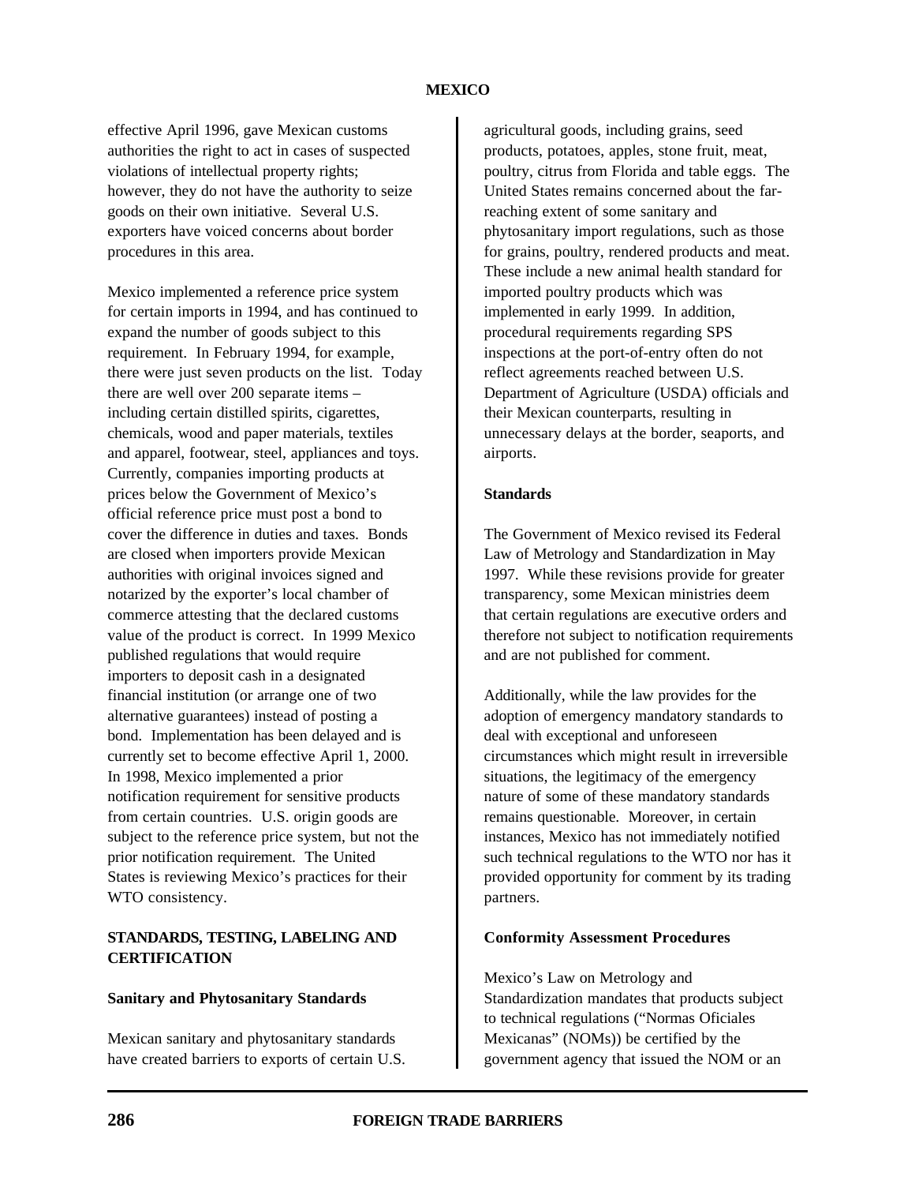effective April 1996, gave Mexican customs authorities the right to act in cases of suspected violations of intellectual property rights; however, they do not have the authority to seize goods on their own initiative. Several U.S. exporters have voiced concerns about border procedures in this area.

Mexico implemented a reference price system for certain imports in 1994, and has continued to expand the number of goods subject to this requirement. In February 1994, for example, there were just seven products on the list. Today there are well over 200 separate items – including certain distilled spirits, cigarettes, chemicals, wood and paper materials, textiles and apparel, footwear, steel, appliances and toys. Currently, companies importing products at prices below the Government of Mexico's official reference price must post a bond to cover the difference in duties and taxes. Bonds are closed when importers provide Mexican authorities with original invoices signed and notarized by the exporter's local chamber of commerce attesting that the declared customs value of the product is correct. In 1999 Mexico published regulations that would require importers to deposit cash in a designated financial institution (or arrange one of two alternative guarantees) instead of posting a bond. Implementation has been delayed and is currently set to become effective April 1, 2000. In 1998, Mexico implemented a prior notification requirement for sensitive products from certain countries. U.S. origin goods are subject to the reference price system, but not the prior notification requirement. The United States is reviewing Mexico's practices for their WTO consistency.

## STANDARDS, TESTING, LABELING AND CERTIFICATION

### Sanitary and Phytosanitary Standards

Mexican sanitary and phytosanitary standards have created barriers to exports of certain U.S. agricultural goods, including grains, seed products, potatoes, apples, stone fruit, meat, poultry, citrus from Florida and table eggs. The United States remains concerned about the far-reaching extent of some sanitary and phytosanitary import regulations, such as those for grains, poultry, rendered products and meat. These include a new animal health standard for imported poultry products which was implemented in early 1999. In addition, procedural requirements regarding SPS inspections at the port-of-entry often do not reflect agreements reached between U.S. Department of Agriculture (USDA) officials and their Mexican counterparts, resulting in unnecessary delays at the border, seaports, and airports.

### Standards

The Government of Mexico revised its Federal Law of Metrology and Standardization in May 1997. While these revisions provide for greater transparency, some Mexican ministries deem that certain regulations are executive orders and therefore not subject to notification requirements and are not published for comment.

Additionally, while the law provides for the adoption of emergency mandatory standards to deal with exceptional and unforeseen circumstances which might result in irreversible situations, the legitimacy of the emergency nature of some of these mandatory standards remains questionable. Moreover, in certain instances, Mexico has not immediately notified such technical regulations to the WTO nor has it provided opportunity for comment by its trading partners.

### Conformity Assessment Procedures

Mexico's Law on Metrology and Standardization mandates that products subject to technical regulations ("Normas Oficiales Mexicanas" (NOMs)) be certified by the government agency that issued the NOM or an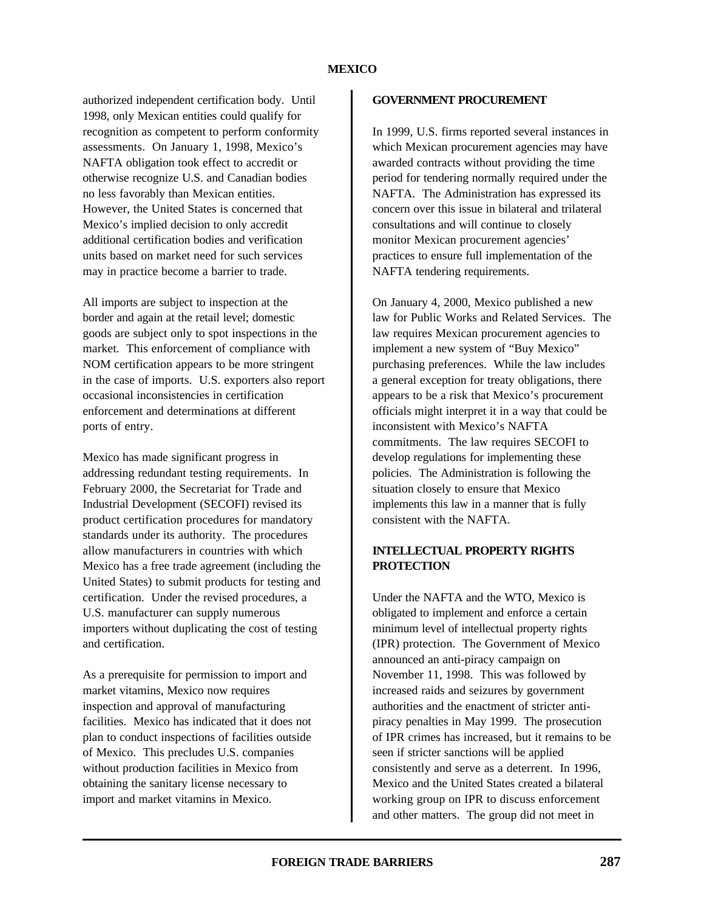authorized independent certification body. Until 1998, only Mexican entities could qualify for recognition as competent to perform conformity assessments. On January 1, 1998, Mexico's NAFTA obligation took effect to accredit or otherwise recognize U.S. and Canadian bodies no less favorably than Mexican entities. However, the United States is concerned that Mexico's implied decision to only accredit additional certification bodies and verification units based on market need for such services may in practice become a barrier to trade.

All imports are subject to inspection at the border and again at the retail level; domestic goods are subject only to spot inspections in the market. This enforcement of compliance with NOM certification appears to be more stringent in the case of imports. U.S. exporters also report occasional inconsistencies in certification enforcement and determinations at different ports of entry.

Mexico has made significant progress in addressing redundant testing requirements. In February 2000, the Secretariat for Trade and Industrial Development (SECOFI) revised its product certification procedures for mandatory standards under its authority. The procedures allow manufacturers in countries with which Mexico has a free trade agreement (including the United States) to submit products for testing and certification. Under the revised procedures, a U.S. manufacturer can supply numerous importers without duplicating the cost of testing and certification.

As a prerequisite for permission to import and market vitamins, Mexico now requires inspection and approval of manufacturing facilities. Mexico has indicated that it does not plan to conduct inspections of facilities outside of Mexico. This precludes U.S. companies without production facilities in Mexico from obtaining the sanitary license necessary to import and market vitamins in Mexico.

## GOVERNMENT PROCUREMENT

In 1999, U.S. firms reported several instances in which Mexican procurement agencies may have awarded contracts without providing the time period for tendering normally required under the NAFTA. The Administration has expressed its concern over this issue in bilateral and trilateral consultations and will continue to closely monitor Mexican procurement agencies' practices to ensure full implementation of the NAFTA tendering requirements.

On January 4, 2000, Mexico published a new law for Public Works and Related Services. The law requires Mexican procurement agencies to implement a new system of "Buy Mexico" purchasing preferences. While the law includes a general exception for treaty obligations, there appears to be a risk that Mexico's procurement officials might interpret it in a way that could be inconsistent with Mexico's NAFTA commitments. The law requires SECOFI to develop regulations for implementing these policies. The Administration is following the situation closely to ensure that Mexico implements this law in a manner that is fully consistent with the NAFTA.

## INTELLECTUAL PROPERTY RIGHTS PROTECTION

Under the NAFTA and the WTO, Mexico is obligated to implement and enforce a certain minimum level of intellectual property rights (IPR) protection. The Government of Mexico announced an anti-piracy campaign on November 11, 1998. This was followed by increased raids and seizures by government authorities and the enactment of stricter anti-piracy penalties in May 1999. The prosecution of IPR crimes has increased, but it remains to be seen if stricter sanctions will be applied consistently and serve as a deterrent. In 1996, Mexico and the United States created a bilateral working group on IPR to discuss enforcement and other matters. The group did not meet in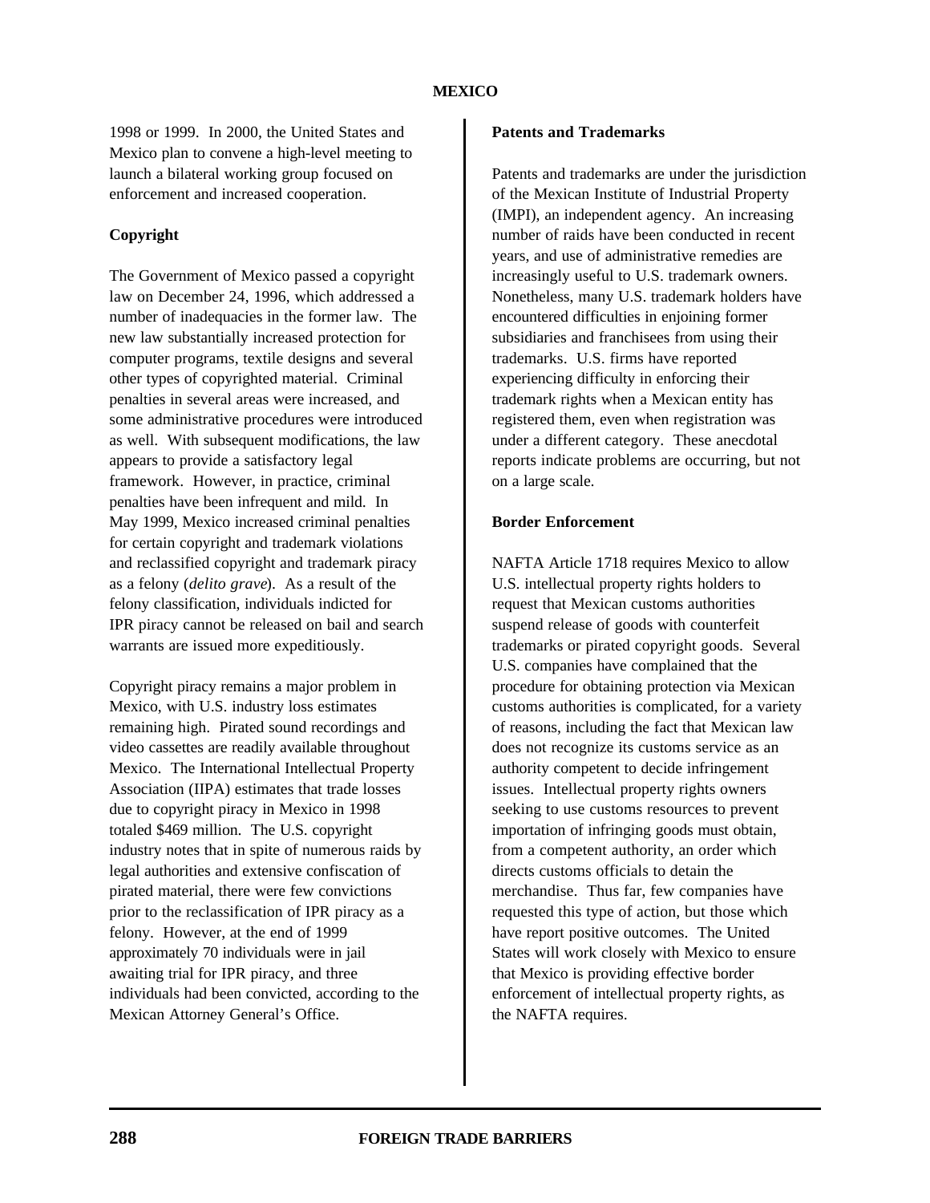1998 or 1999. In 2000, the United States and Mexico plan to convene a high-level meeting to launch a bilateral working group focused on enforcement and increased cooperation.

**Copyright**

The Government of Mexico passed a copyright law on December 24, 1996, which addressed a number of inadequacies in the former law. The new law substantially increased protection for computer programs, textile designs and several other types of copyrighted material. Criminal penalties in several areas were increased, and some administrative procedures were introduced as well. With subsequent modifications, the law appears to provide a satisfactory legal framework. However, in practice, criminal penalties have been infrequent and mild. In May 1999, Mexico increased criminal penalties for certain copyright and trademark violations and reclassified copyright and trademark piracy as a felony (*delito grave*). As a result of the felony classification, individuals indicted for IPR piracy cannot be released on bail and search warrants are issued more expeditiously.

Copyright piracy remains a major problem in Mexico, with U.S. industry loss estimates remaining high. Pirated sound recordings and video cassettes are readily available throughout Mexico. The International Intellectual Property Association (IIPA) estimates that trade losses due to copyright piracy in Mexico in 1998 totaled $469 million. The U.S. copyright industry notes that in spite of numerous raids by legal authorities and extensive confiscation of pirated material, there were few convictions prior to the reclassification of IPR piracy as a felony. However, at the end of 1999 approximately 70 individuals were in jail awaiting trial for IPR piracy, and three individuals had been convicted, according to the Mexican Attorney General's Office.

**Patents and Trademarks**

Patents and trademarks are under the jurisdiction of the Mexican Institute of Industrial Property (IMPI), an independent agency. An increasing number of raids have been conducted in recent years, and use of administrative remedies are increasingly useful to U.S. trademark owners. Nonetheless, many U.S. trademark holders have encountered difficulties in enjoining former subsidiaries and franchisees from using their trademarks. U.S. firms have reported experiencing difficulty in enforcing their trademark rights when a Mexican entity has registered them, even when registration was under a different category. These anecdotal reports indicate problems are occurring, but not on a large scale.

**Border Enforcement**

NAFTA Article 1718 requires Mexico to allow U.S. intellectual property rights holders to request that Mexican customs authorities suspend release of goods with counterfeit trademarks or pirated copyright goods. Several U.S. companies have complained that the procedure for obtaining protection via Mexican customs authorities is complicated, for a variety of reasons, including the fact that Mexican law does not recognize its customs service as an authority competent to decide infringement issues. Intellectual property rights owners seeking to use customs resources to prevent importation of infringing goods must obtain, from a competent authority, an order which directs customs officials to detain the merchandise. Thus far, few companies have requested this type of action, but those which have report positive outcomes. The United States will work closely with Mexico to ensure that Mexico is providing effective border enforcement of intellectual property rights, as the NAFTA requires.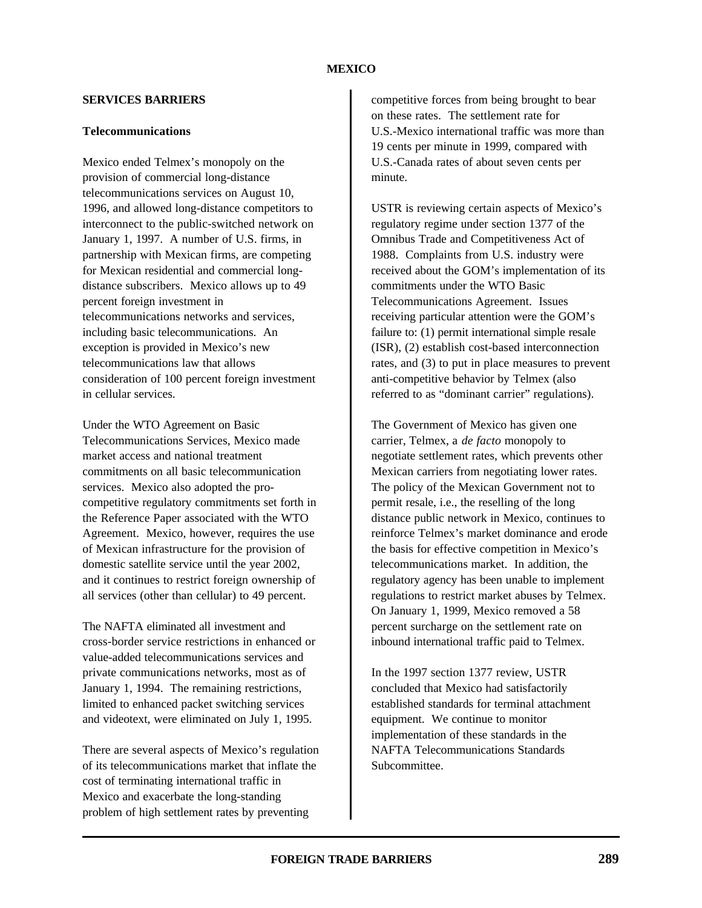## SERVICES BARRIERS

### Telecommunications

Mexico ended Telmex's monopoly on the provision of commercial long-distance telecommunications services on August 10, 1996, and allowed long-distance competitors to interconnect to the public-switched network on January 1, 1997. A number of U.S. firms, in partnership with Mexican firms, are competing for Mexican residential and commercial long-distance subscribers. Mexico allows up to 49 percent foreign investment in telecommunications networks and services, including basic telecommunications. An exception is provided in Mexico's new telecommunications law that allows consideration of 100 percent foreign investment in cellular services.

Under the WTO Agreement on Basic Telecommunications Services, Mexico made market access and national treatment commitments on all basic telecommunication services. Mexico also adopted the pro-competitive regulatory commitments set forth in the Reference Paper associated with the WTO Agreement. Mexico, however, requires the use of Mexican infrastructure for the provision of domestic satellite service until the year 2002, and it continues to restrict foreign ownership of all services (other than cellular) to 49 percent.

The NAFTA eliminated all investment and cross-border service restrictions in enhanced or value-added telecommunications services and private communications networks, most as of January 1, 1994. The remaining restrictions, limited to enhanced packet switching services and videotext, were eliminated on July 1, 1995.

There are several aspects of Mexico's regulation of its telecommunications market that inflate the cost of terminating international traffic in Mexico and exacerbate the long-standing problem of high settlement rates by preventing competitive forces from being brought to bear on these rates. The settlement rate for U.S.-Mexico international traffic was more than 19 cents per minute in 1999, compared with U.S.-Canada rates of about seven cents per minute.

USTR is reviewing certain aspects of Mexico's regulatory regime under section 1377 of the Omnibus Trade and Competitiveness Act of 1988. Complaints from U.S. industry were received about the GOM's implementation of its commitments under the WTO Basic Telecommunications Agreement. Issues receiving particular attention were the GOM's failure to: (1) permit international simple resale (ISR), (2) establish cost-based interconnection rates, and (3) to put in place measures to prevent anti-competitive behavior by Telmex (also referred to as "dominant carrier" regulations).

The Government of Mexico has given one carrier, Telmex, a *de facto* monopoly to negotiate settlement rates, which prevents other Mexican carriers from negotiating lower rates. The policy of the Mexican Government not to permit resale, i.e., the reselling of the long distance public network in Mexico, continues to reinforce Telmex's market dominance and erode the basis for effective competition in Mexico's telecommunications market. In addition, the regulatory agency has been unable to implement regulations to restrict market abuses by Telmex. On January 1, 1999, Mexico removed a 58 percent surcharge on the settlement rate on inbound international traffic paid to Telmex.

In the 1997 section 1377 review, USTR concluded that Mexico had satisfactorily established standards for terminal attachment equipment. We continue to monitor implementation of these standards in the NAFTA Telecommunications Standards Subcommittee.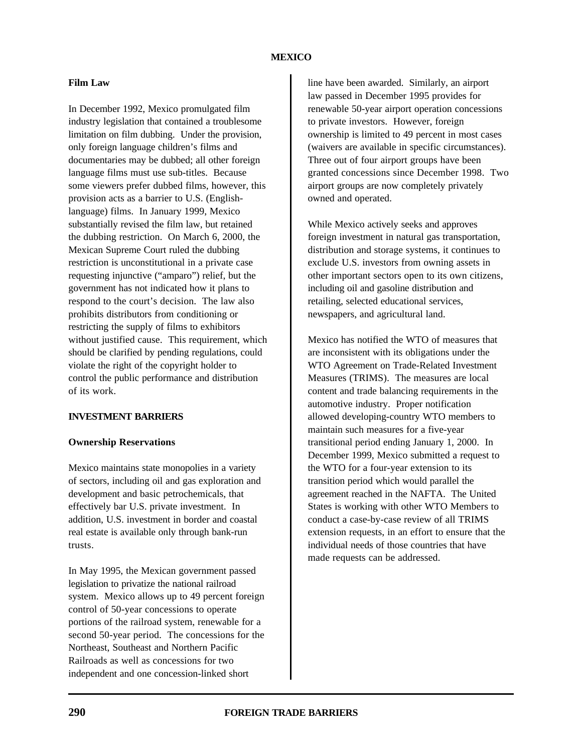### Film Law

In December 1992, Mexico promulgated film industry legislation that contained a troublesome limitation on film dubbing. Under the provision, only foreign language children's films and documentaries may be dubbed; all other foreign language films must use sub-titles. Because some viewers prefer dubbed films, however, this provision acts as a barrier to U.S. (English-language) films. In January 1999, Mexico substantially revised the film law, but retained the dubbing restriction. On March 6, 2000, the Mexican Supreme Court ruled the dubbing restriction is unconstitutional in a private case requesting injunctive ("amparo") relief, but the government has not indicated how it plans to respond to the court's decision. The law also prohibits distributors from conditioning or restricting the supply of films to exhibitors without justified cause. This requirement, which should be clarified by pending regulations, could violate the right of the copyright holder to control the public performance and distribution of its work.

## INVESTMENT BARRIERS

### Ownership Reservations

Mexico maintains state monopolies in a variety of sectors, including oil and gas exploration and development and basic petrochemicals, that effectively bar U.S. private investment. In addition, U.S. investment in border and coastal real estate is available only through bank-run trusts.

In May 1995, the Mexican government passed legislation to privatize the national railroad system. Mexico allows up to 49 percent foreign control of 50-year concessions to operate portions of the railroad system, renewable for a second 50-year period. The concessions for the Northeast, Southeast and Northern Pacific Railroads as well as concessions for two independent and one concession-linked short line have been awarded. Similarly, an airport law passed in December 1995 provides for renewable 50-year airport operation concessions to private investors. However, foreign ownership is limited to 49 percent in most cases (waivers are available in specific circumstances). Three out of four airport groups have been granted concessions since December 1998. Two airport groups are now completely privately owned and operated.

While Mexico actively seeks and approves foreign investment in natural gas transportation, distribution and storage systems, it continues to exclude U.S. investors from owning assets in other important sectors open to its own citizens, including oil and gasoline distribution and retailing, selected educational services, newspapers, and agricultural land.

Mexico has notified the WTO of measures that are inconsistent with its obligations under the WTO Agreement on Trade-Related Investment Measures (TRIMS). The measures are local content and trade balancing requirements in the automotive industry. Proper notification allowed developing-country WTO members to maintain such measures for a five-year transitional period ending January 1, 2000. In December 1999, Mexico submitted a request to the WTO for a four-year extension to its transition period which would parallel the agreement reached in the NAFTA. The United States is working with other WTO Members to conduct a case-by-case review of all TRIMS extension requests, in an effort to ensure that the individual needs of those countries that have made requests can be addressed.